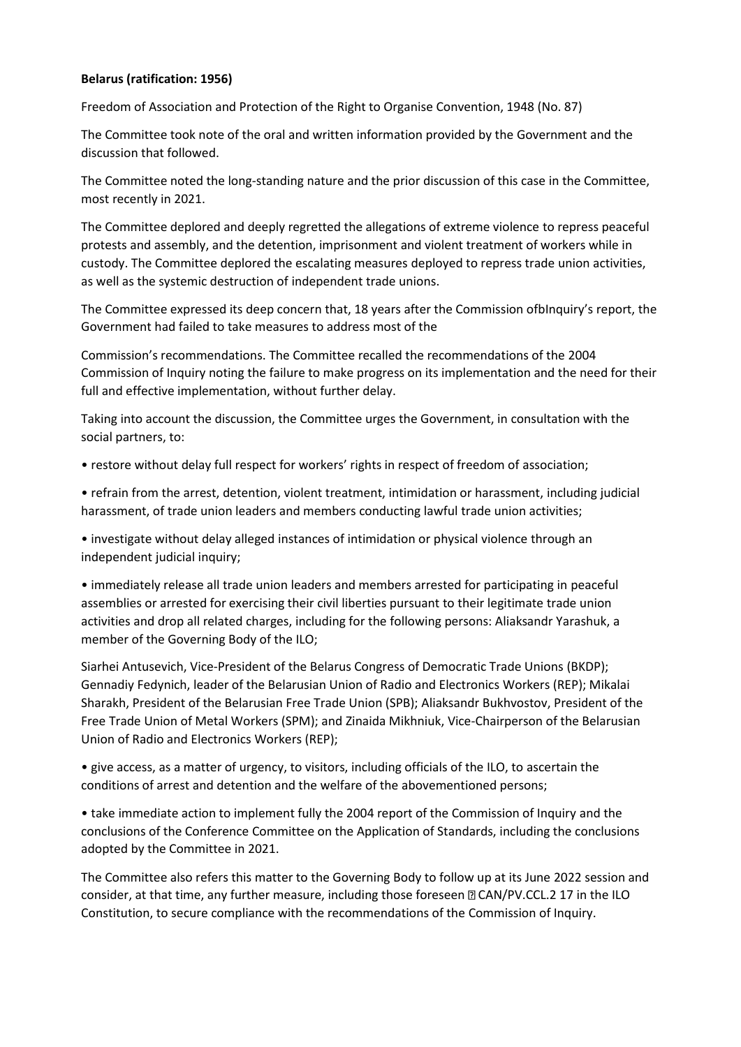**Belarus (ratification: 1956)**

Freedom of Association and Protection of the Right to Organise Convention, 1948 (No. 87)

The Committee took note of the oral and written information provided by the Government and the discussion that followed.

The Committee noted the long-standing nature and the prior discussion of this case in the Committee, most recently in 2021.

The Committee deplored and deeply regretted the allegations of extreme violence to repress peaceful protests and assembly, and the detention, imprisonment and violent treatment of workers while in custody. The Committee deplored the escalating measures deployed to repress trade union activities, as well as the systemic destruction of independent trade unions.

The Committee expressed its deep concern that, 18 years after the Commission ofbInquiry's report, the Government had failed to take measures to address most of the

Commission's recommendations. The Committee recalled the recommendations of the 2004 Commission of Inquiry noting the failure to make progress on its implementation and the need for their full and effective implementation, without further delay.

Taking into account the discussion, the Committee urges the Government, in consultation with the social partners, to:

- restore without delay full respect for workers' rights in respect of freedom of association;
- refrain from the arrest, detention, violent treatment, intimidation or harassment, including judicial harassment, of trade union leaders and members conducting lawful trade union activities;
- investigate without delay alleged instances of intimidation or physical violence through an independent judicial inquiry;
- immediately release all trade union leaders and members arrested for participating in peaceful assemblies or arrested for exercising their civil liberties pursuant to their legitimate trade union activities and drop all related charges, including for the following persons: Aliaksandr Yarashuk, a member of the Governing Body of the ILO;

Siarhei Antusevich, Vice-President of the Belarus Congress of Democratic Trade Unions (BKDP); Gennadiy Fedynich, leader of the Belarusian Union of Radio and Electronics Workers (REP); Mikalai Sharakh, President of the Belarusian Free Trade Union (SPB); Aliaksandr Bukhvostov, President of the Free Trade Union of Metal Workers (SPM); and Zinaida Mikhniuk, Vice-Chairperson of the Belarusian Union of Radio and Electronics Workers (REP);

- give access, as a matter of urgency, to visitors, including officials of the ILO, to ascertain the conditions of arrest and detention and the welfare of the abovementioned persons;
- take immediate action to implement fully the 2004 report of the Commission of Inquiry and the conclusions of the Conference Committee on the Application of Standards, including the conclusions adopted by the Committee in 2021.

The Committee also refers this matter to the Governing Body to follow up at its June 2022 session and consider, at that time, any further measure, including those foreseen  CAN/PV.CCL.2 17 in the ILO Constitution, to secure compliance with the recommendations of the Commission of Inquiry.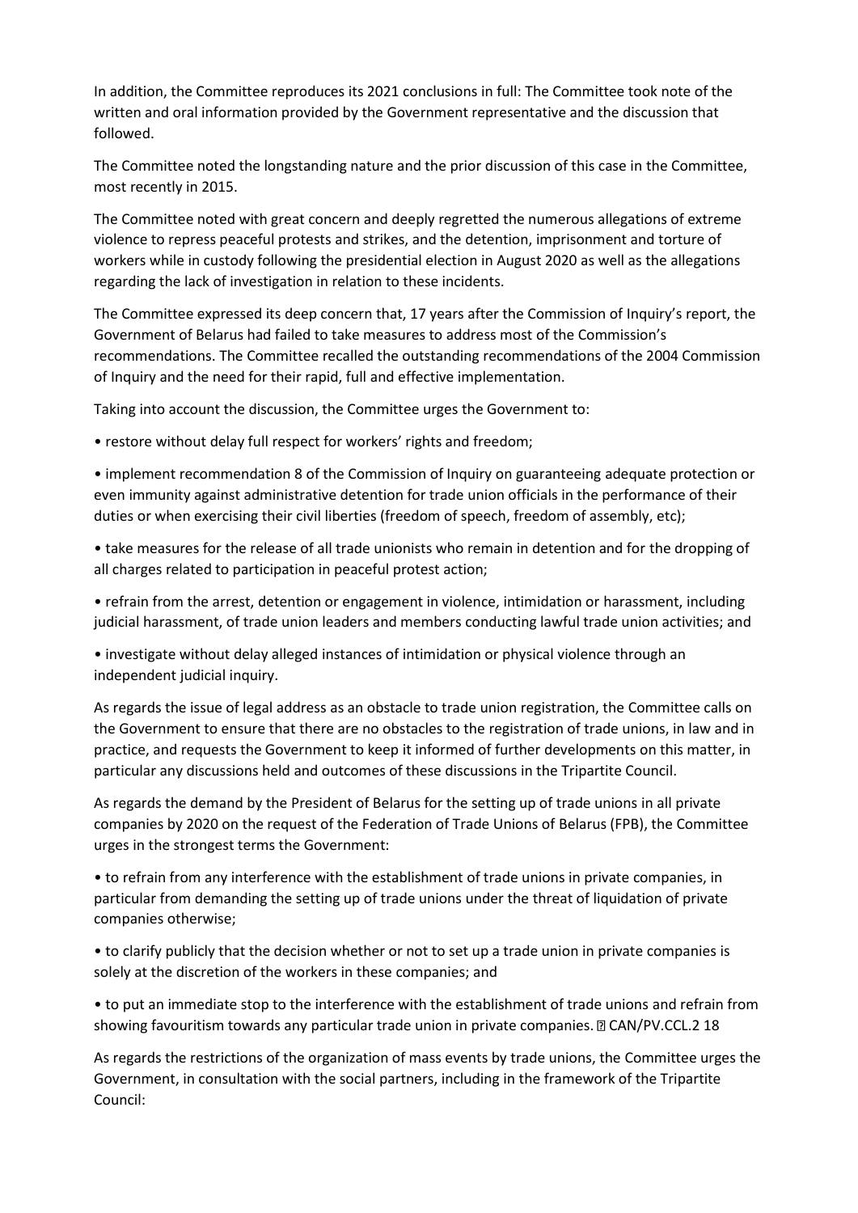In addition, the Committee reproduces its 2021 conclusions in full: The Committee took note of the written and oral information provided by the Government representative and the discussion that followed.

The Committee noted the longstanding nature and the prior discussion of this case in the Committee, most recently in 2015.

The Committee noted with great concern and deeply regretted the numerous allegations of extreme violence to repress peaceful protests and strikes, and the detention, imprisonment and torture of workers while in custody following the presidential election in August 2020 as well as the allegations regarding the lack of investigation in relation to these incidents.

The Committee expressed its deep concern that, 17 years after the Commission of Inquiry's report, the Government of Belarus had failed to take measures to address most of the Commission's recommendations. The Committee recalled the outstanding recommendations of the 2004 Commission of Inquiry and the need for their rapid, full and effective implementation.

Taking into account the discussion, the Committee urges the Government to:

- restore without delay full respect for workers' rights and freedom;
- implement recommendation 8 of the Commission of Inquiry on guaranteeing adequate protection or even immunity against administrative detention for trade union officials in the performance of their duties or when exercising their civil liberties (freedom of speech, freedom of assembly, etc);
- take measures for the release of all trade unionists who remain in detention and for the dropping of all charges related to participation in peaceful protest action;
- refrain from the arrest, detention or engagement in violence, intimidation or harassment, including judicial harassment, of trade union leaders and members conducting lawful trade union activities; and
- investigate without delay alleged instances of intimidation or physical violence through an independent judicial inquiry.

As regards the issue of legal address as an obstacle to trade union registration, the Committee calls on the Government to ensure that there are no obstacles to the registration of trade unions, in law and in practice, and requests the Government to keep it informed of further developments on this matter, in particular any discussions held and outcomes of these discussions in the Tripartite Council.

As regards the demand by the President of Belarus for the setting up of trade unions in all private companies by 2020 on the request of the Federation of Trade Unions of Belarus (FPB), the Committee urges in the strongest terms the Government:

- to refrain from any interference with the establishment of trade unions in private companies, in particular from demanding the setting up of trade unions under the threat of liquidation of private companies otherwise;
- to clarify publicly that the decision whether or not to set up a trade union in private companies is solely at the discretion of the workers in these companies; and
- to put an immediate stop to the interference with the establishment of trade unions and refrain from showing favouritism towards any particular trade union in private companies.

As regards the restrictions of the organization of mass events by trade unions, the Committee urges the Government, in consultation with the social partners, including in the framework of the Tripartite Council: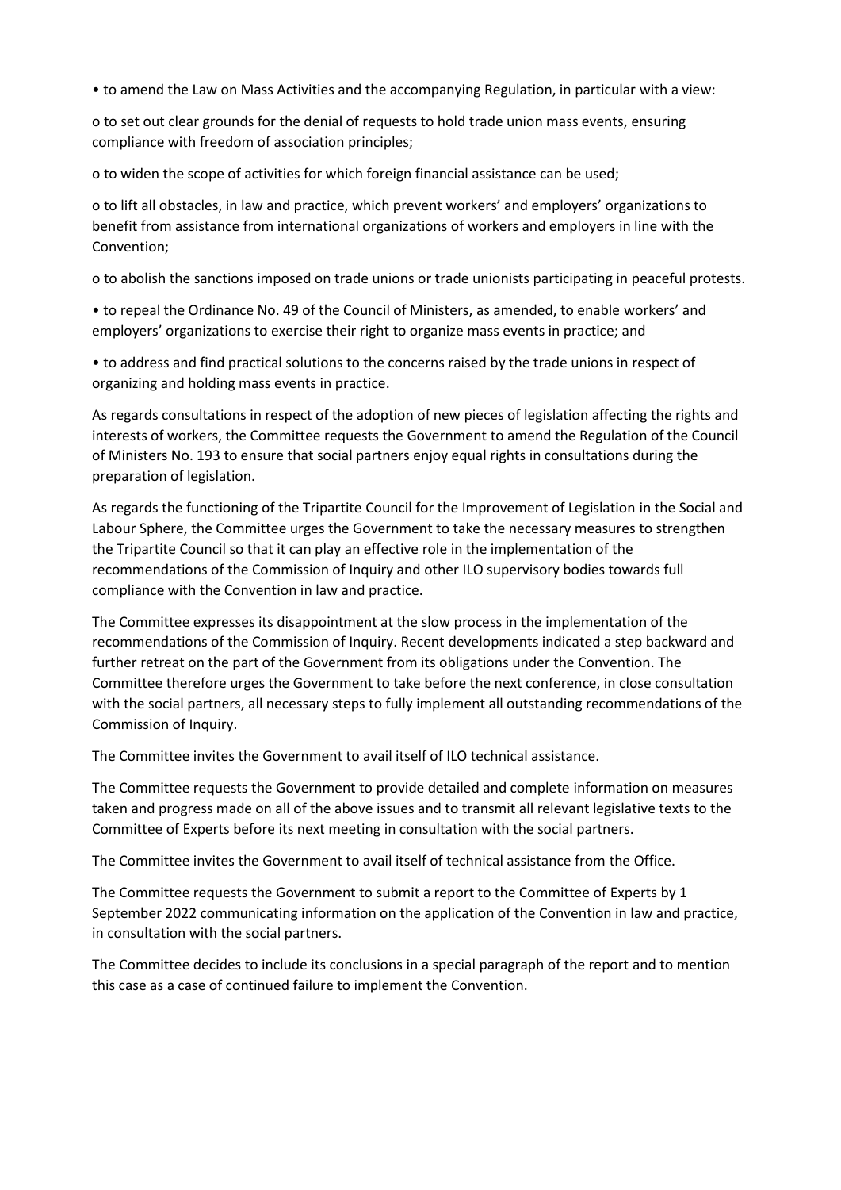- to amend the Law on Mass Activities and the accompanying Regulation, in particular with a view:
  - to set out clear grounds for the denial of requests to hold trade union mass events, ensuring compliance with freedom of association principles;
  - to widen the scope of activities for which foreign financial assistance can be used;
  - to lift all obstacles, in law and practice, which prevent workers' and employers' organizations to benefit from assistance from international organizations of workers and employers in line with the Convention;
  - to abolish the sanctions imposed on trade unions or trade unionists participating in peaceful protests.
- to repeal the Ordinance No. 49 of the Council of Ministers, as amended, to enable workers' and employers' organizations to exercise their right to organize mass events in practice; and
- to address and find practical solutions to the concerns raised by the trade unions in respect of organizing and holding mass events in practice.

As regards consultations in respect of the adoption of new pieces of legislation affecting the rights and interests of workers, the Committee requests the Government to amend the Regulation of the Council of Ministers No. 193 to ensure that social partners enjoy equal rights in consultations during the preparation of legislation.

As regards the functioning of the Tripartite Council for the Improvement of Legislation in the Social and Labour Sphere, the Committee urges the Government to take the necessary measures to strengthen the Tripartite Council so that it can play an effective role in the implementation of the recommendations of the Commission of Inquiry and other ILO supervisory bodies towards full compliance with the Convention in law and practice.

The Committee expresses its disappointment at the slow process in the implementation of the recommendations of the Commission of Inquiry. Recent developments indicated a step backward and further retreat on the part of the Government from its obligations under the Convention. The Committee therefore urges the Government to take before the next conference, in close consultation with the social partners, all necessary steps to fully implement all outstanding recommendations of the Commission of Inquiry.

The Committee invites the Government to avail itself of ILO technical assistance.

The Committee requests the Government to provide detailed and complete information on measures taken and progress made on all of the above issues and to transmit all relevant legislative texts to the Committee of Experts before its next meeting in consultation with the social partners.

The Committee invites the Government to avail itself of technical assistance from the Office.

The Committee requests the Government to submit a report to the Committee of Experts by 1 September 2022 communicating information on the application of the Convention in law and practice, in consultation with the social partners.

The Committee decides to include its conclusions in a special paragraph of the report and to mention this case as a case of continued failure to implement the Convention.